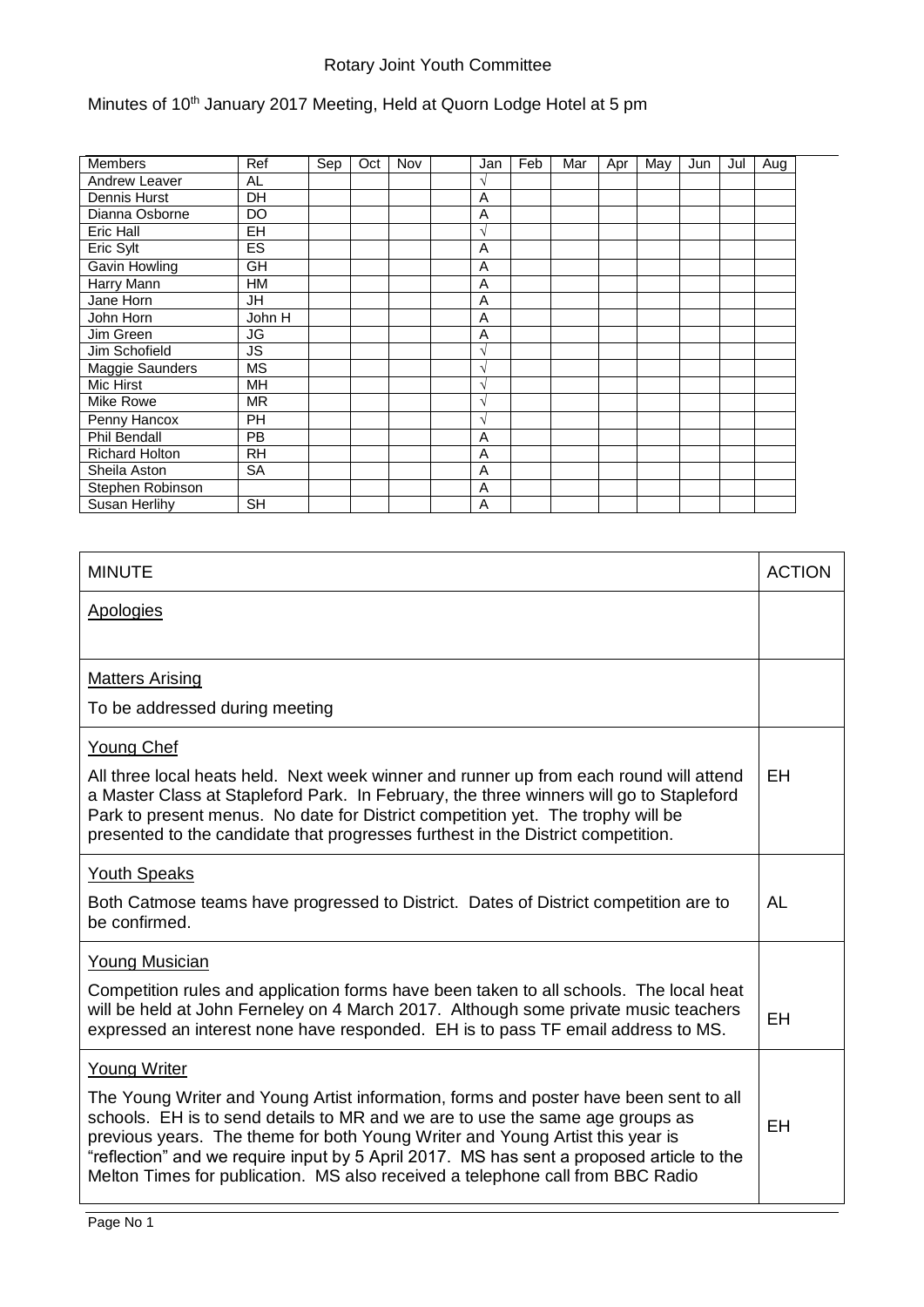Rotary Joint Youth Committee

Minutes of 10th January 2017 Meeting, Held at Quorn Lodge Hotel at 5 pm

| Members | Ref | Sep | Oct | Nov | | Jan | Feb | Mar | Apr | May | Jun | Jul | Aug |
|---|---|---|---|---|---|---|---|---|---|---|---|---|---|
| Andrew Leaver | AL | | | | | √ | | | | | | | |
| Dennis Hurst | DH | | | | | A | | | | | | | |
| Dianna Osborne | DO | | | | | A | | | | | | | |
| Eric Hall | EH | | | | | √ | | | | | | | |
| Eric Sylt | ES | | | | | A | | | | | | | |
| Gavin Howling | GH | | | | | A | | | | | | | |
| Harry Mann | HM | | | | | A | | | | | | | |
| Jane Horn | JH | | | | | A | | | | | | | |
| John Horn | John H | | | | | A | | | | | | | |
| Jim Green | JG | | | | | A | | | | | | | |
| Jim Schofield | JS | | | | | √ | | | | | | | |
| Maggie Saunders | MS | | | | | √ | | | | | | | |
| Mic Hirst | MH | | | | | √ | | | | | | | |
| Mike Rowe | MR | | | | | √ | | | | | | | |
| Penny Hancox | PH | | | | | √ | | | | | | | |
| Phil Bendall | PB | | | | | A | | | | | | | |
| Richard Holton | RH | | | | | A | | | | | | | |
| Sheila Aston | SA | | | | | A | | | | | | | |
| Stephen Robinson | | | | | | A | | | | | | | |
| Susan Herlihy | SH | | | | | A | | | | | | | |

| MINUTE | ACTION |
|---|---|
| **Apologies** | |
| **Matters Arising**<br>To be addressed during meeting | |
| **Young Chef**<br>All three local heats held. Next week winner and runner up from each round will attend a Master Class at Stapleford Park. In February, the three winners will go to Stapleford Park to present menus. No date for District competition yet. The trophy will be presented to the candidate that progresses furthest in the District competition. | EH |
| **Youth Speaks**<br>Both Catmose teams have progressed to District. Dates of District competition are to be confirmed. | AL |
| **Young Musician**<br>Competition rules and application forms have been taken to all schools. The local heat will be held at John Ferneley on 4 March 2017. Although some private music teachers expressed an interest none have responded. EH is to pass TF email address to MS. | EH |
| **Young Writer**<br>The Young Writer and Young Artist information, forms and poster have been sent to all schools. EH is to send details to MR and we are to use the same age groups as previous years. The theme for both Young Writer and Young Artist this year is "reflection" and we require input by 5 April 2017. MS has sent a proposed article to the Melton Times for publication. MS also received a telephone call from BBC Radio | EH |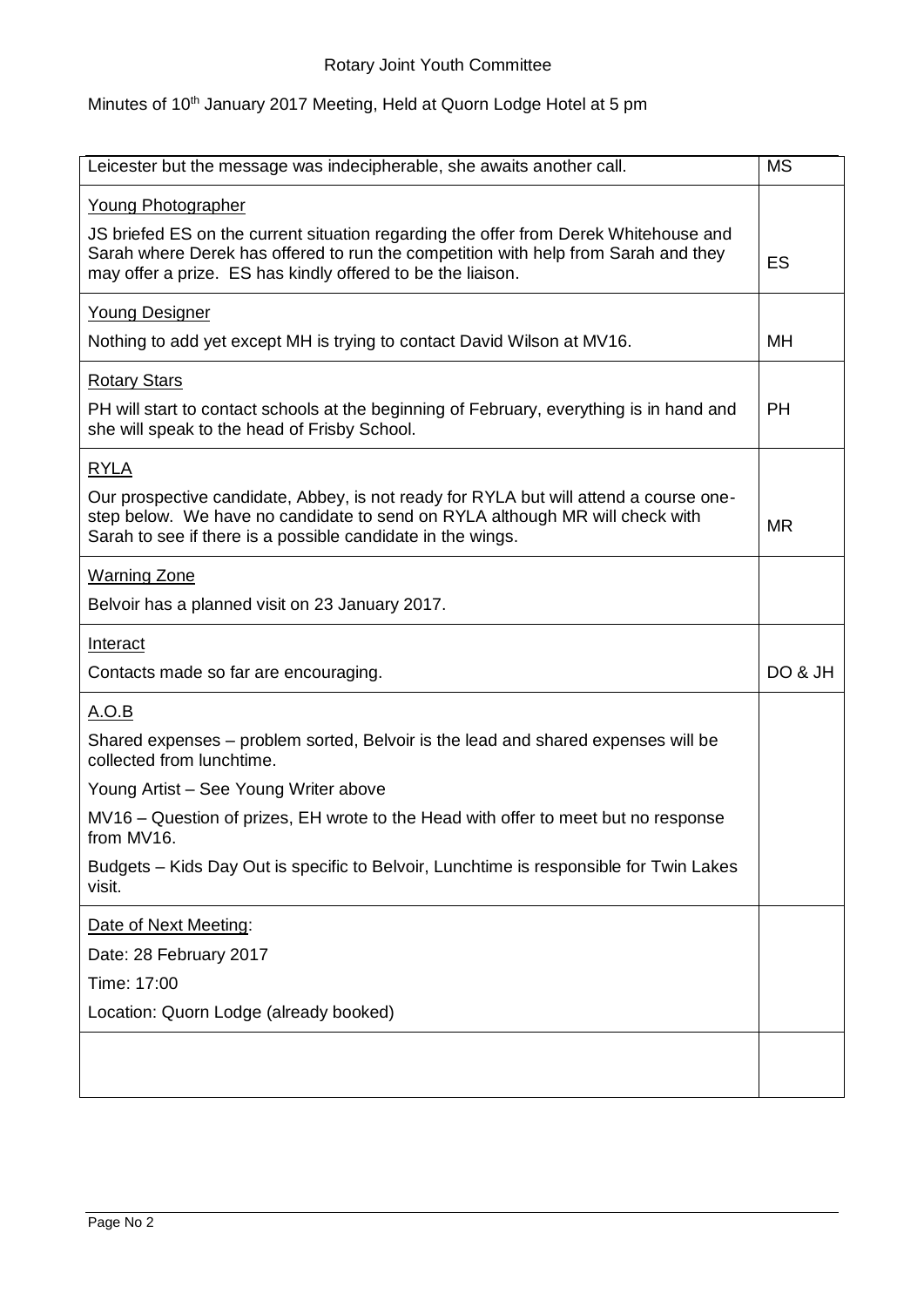Rotary Joint Youth Committee

Minutes of 10th January 2017 Meeting, Held at Quorn Lodge Hotel at 5 pm

| | |
|---|---|
| Leicester but the message was indecipherable, she awaits another call. | MS |
| <u>Young Photographer</u><br><br>JS briefed ES on the current situation regarding the offer from Derek Whitehouse and Sarah where Derek has offered to run the competition with help from Sarah and they may offer a prize. ES has kindly offered to be the liaison. | ES |
| <u>Young Designer</u><br><br>Nothing to add yet except MH is trying to contact David Wilson at MV16. | MH |
| <u>Rotary Stars</u><br><br>PH will start to contact schools at the beginning of February, everything is in hand and she will speak to the head of Frisby School. | PH |
| <u>RYLA</u><br><br>Our prospective candidate, Abbey, is not ready for RYLA but will attend a course one-step below. We have no candidate to send on RYLA although MR will check with Sarah to see if there is a possible candidate in the wings. | MR |
| <u>Warning Zone</u><br><br>Belvoir has a planned visit on 23 January 2017. | |
| <u>Interact</u><br><br>Contacts made so far are encouraging. | DO & JH |
| <u>A.O.B</u><br><br>Shared expenses – problem sorted, Belvoir is the lead and shared expenses will be collected from lunchtime.<br><br>Young Artist – See Young Writer above<br><br>MV16 – Question of prizes, EH wrote to the Head with offer to meet but no response from MV16.<br><br>Budgets – Kids Day Out is specific to Belvoir, Lunchtime is responsible for Twin Lakes visit. | |
| <u>Date of Next Meeting</u>:<br><br>Date: 28 February 2017<br><br>Time: 17:00<br><br>Location: Quorn Lodge (already booked) | |
| | |